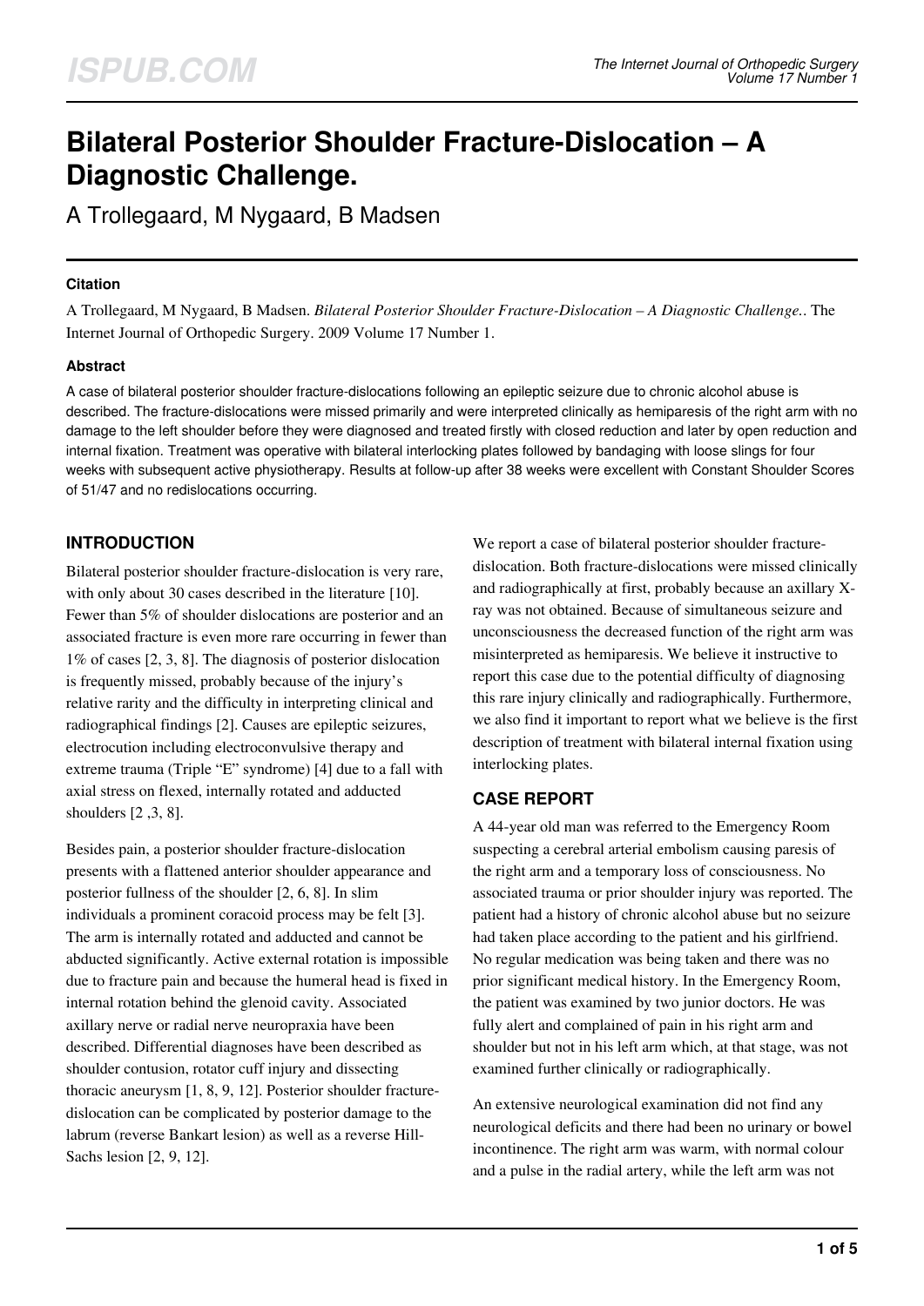# Bilateral Posterior Shoulder Fracture-Dislocation – A Diagnostic Challenge.

A Trollegaard, M Nygaard, B Madsen

### Citation

A Trollegaard, M Nygaard, B Madsen. *Bilateral Posterior Shoulder Fracture-Dislocation – A Diagnostic Challenge.*. The Internet Journal of Orthopedic Surgery. 2009 Volume 17 Number 1.

### Abstract

A case of bilateral posterior shoulder fracture-dislocations following an epileptic seizure due to chronic alcohol abuse is described. The fracture-dislocations were missed primarily and were interpreted clinically as hemiparesis of the right arm with no damage to the left shoulder before they were diagnosed and treated firstly with closed reduction and later by open reduction and internal fixation. Treatment was operative with bilateral interlocking plates followed by bandaging with loose slings for four weeks with subsequent active physiotherapy. Results at follow-up after 38 weeks were excellent with Constant Shoulder Scores of 51/47 and no redislocations occurring.

## INTRODUCTION

Bilateral posterior shoulder fracture-dislocation is very rare, with only about 30 cases described in the literature [10]. Fewer than 5% of shoulder dislocations are posterior and an associated fracture is even more rare occurring in fewer than 1% of cases [2, 3, 8]. The diagnosis of posterior dislocation is frequently missed, probably because of the injury's relative rarity and the difficulty in interpreting clinical and radiographical findings [2]. Causes are epileptic seizures, electrocution including electroconvulsive therapy and extreme trauma (Triple "E" syndrome) [4] due to a fall with axial stress on flexed, internally rotated and adducted shoulders [2 ,3, 8].

Besides pain, a posterior shoulder fracture-dislocation presents with a flattened anterior shoulder appearance and posterior fullness of the shoulder [2, 6, 8]. In slim individuals a prominent coracoid process may be felt [3]. The arm is internally rotated and adducted and cannot be abducted significantly. Active external rotation is impossible due to fracture pain and because the humeral head is fixed in internal rotation behind the glenoid cavity. Associated axillary nerve or radial nerve neuropraxia have been described. Differential diagnoses have been described as shoulder contusion, rotator cuff injury and dissecting thoracic aneurysm [1, 8, 9, 12]. Posterior shoulder fracture-dislocation can be complicated by posterior damage to the labrum (reverse Bankart lesion) as well as a reverse Hill-Sachs lesion [2, 9, 12].

We report a case of bilateral posterior shoulder fracture-dislocation. Both fracture-dislocations were missed clinically and radiographically at first, probably because an axillary X-ray was not obtained. Because of simultaneous seizure and unconsciousness the decreased function of the right arm was misinterpreted as hemiparesis. We believe it instructive to report this case due to the potential difficulty of diagnosing this rare injury clinically and radiographically. Furthermore, we also find it important to report what we believe is the first description of treatment with bilateral internal fixation using interlocking plates.

## CASE REPORT

A 44-year old man was referred to the Emergency Room suspecting a cerebral arterial embolism causing paresis of the right arm and a temporary loss of consciousness. No associated trauma or prior shoulder injury was reported. The patient had a history of chronic alcohol abuse but no seizure had taken place according to the patient and his girlfriend. No regular medication was being taken and there was no prior significant medical history. In the Emergency Room, the patient was examined by two junior doctors. He was fully alert and complained of pain in his right arm and shoulder but not in his left arm which, at that stage, was not examined further clinically or radiographically.

An extensive neurological examination did not find any neurological deficits and there had been no urinary or bowel incontinence. The right arm was warm, with normal colour and a pulse in the radial artery, while the left arm was not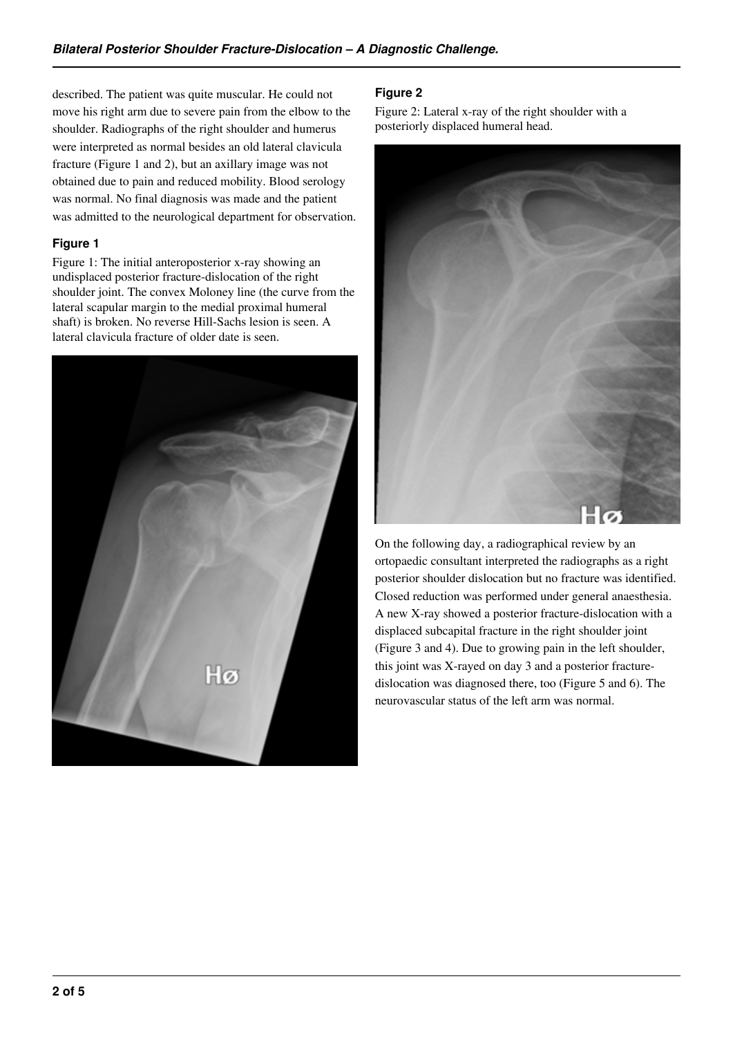described. The patient was quite muscular. He could not move his right arm due to severe pain from the elbow to the shoulder. Radiographs of the right shoulder and humerus were interpreted as normal besides an old lateral clavicula fracture (Figure 1 and 2), but an axillary image was not obtained due to pain and reduced mobility. Blood serology was normal. No final diagnosis was made and the patient was admitted to the neurological department for observation.

### Figure 1

Figure 1: The initial anteroposterior x-ray showing an undisplaced posterior fracture-dislocation of the right shoulder joint. The convex Moloney line (the curve from the lateral scapular margin to the medial proximal humeral shaft) is broken. No reverse Hill-Sachs lesion is seen. A lateral clavicula fracture of older date is seen.

### Figure 2

Figure 2: Lateral x-ray of the right shoulder with a posteriorly displaced humeral head.

On the following day, a radiographical review by an ortopaedic consultant interpreted the radiographs as a right posterior shoulder dislocation but no fracture was identified. Closed reduction was performed under general anaesthesia. A new X-ray showed a posterior fracture-dislocation with a displaced subcapital fracture in the right shoulder joint (Figure 3 and 4). Due to growing pain in the left shoulder, this joint was X-rayed on day 3 and a posterior fracture-dislocation was diagnosed there, too (Figure 5 and 6). The neurovascular status of the left arm was normal.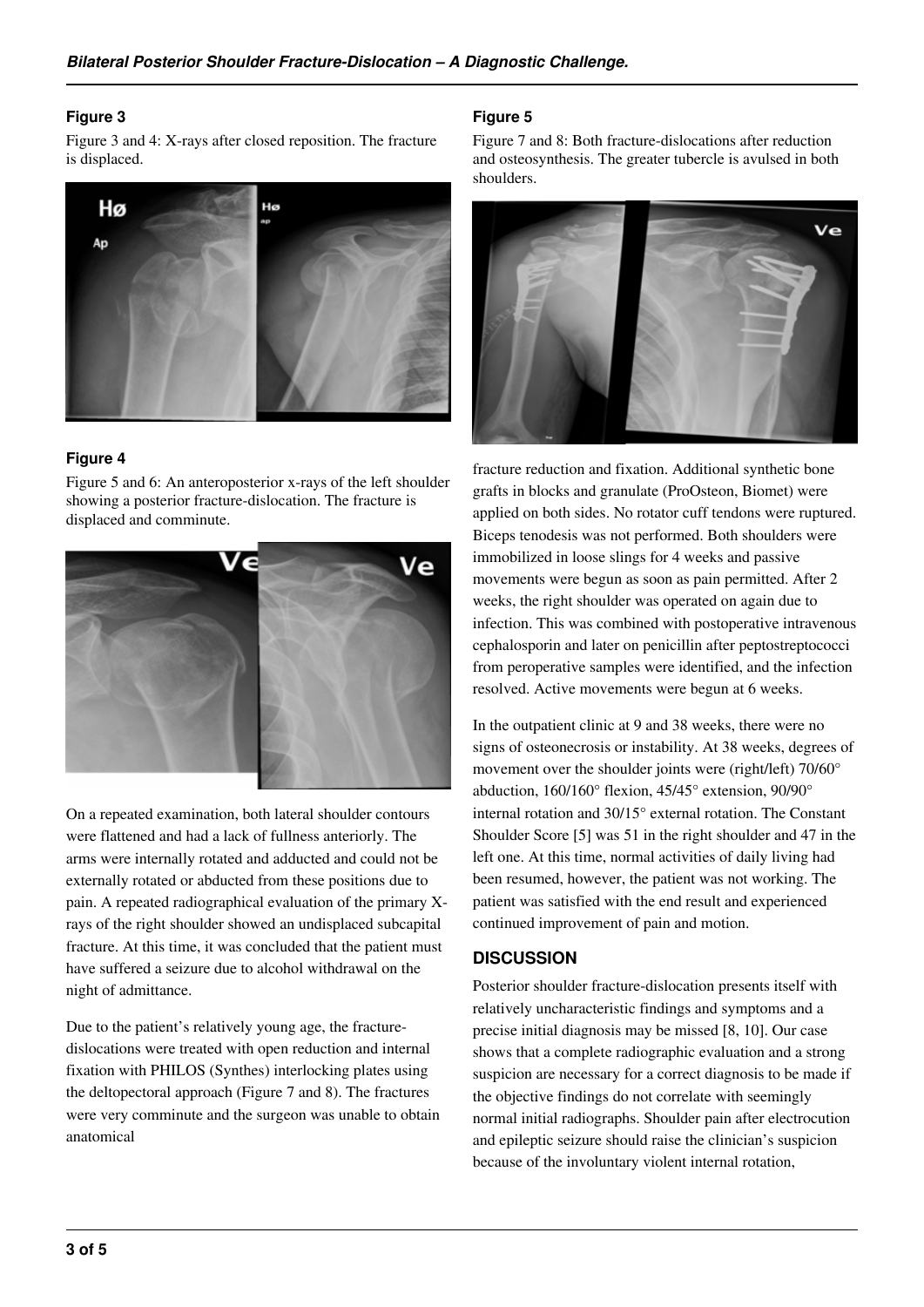### Figure 3

Figure 3 and 4: X-rays after closed reposition. The fracture is displaced.

### Figure 4

Figure 5 and 6: An anteroposterior x-rays of the left shoulder showing a posterior fracture-dislocation. The fracture is displaced and comminute.

On a repeated examination, both lateral shoulder contours were flattened and had a lack of fullness anteriorly. The arms were internally rotated and adducted and could not be externally rotated or abducted from these positions due to pain. A repeated radiographical evaluation of the primary X-rays of the right shoulder showed an undisplaced subcapital fracture. At this time, it was concluded that the patient must have suffered a seizure due to alcohol withdrawal on the night of admittance.

Due to the patient's relatively young age, the fracture-dislocations were treated with open reduction and internal fixation with PHILOS (Synthes) interlocking plates using the deltopectoral approach (Figure 7 and 8). The fractures were very comminute and the surgeon was unable to obtain anatomical

### Figure 5

Figure 7 and 8: Both fracture-dislocations after reduction and osteosynthesis. The greater tubercle is avulsed in both shoulders.

fracture reduction and fixation. Additional synthetic bone grafts in blocks and granulate (ProOsteon, Biomet) were applied on both sides. No rotator cuff tendons were ruptured. Biceps tenodesis was not performed. Both shoulders were immobilized in loose slings for 4 weeks and passive movements were begun as soon as pain permitted. After 2 weeks, the right shoulder was operated on again due to infection. This was combined with postoperative intravenous cephalosporin and later on penicillin after peptostreptococci from peroperative samples were identified, and the infection resolved. Active movements were begun at 6 weeks.

In the outpatient clinic at 9 and 38 weeks, there were no signs of osteonecrosis or instability. At 38 weeks, degrees of movement over the shoulder joints were (right/left) 70/60° abduction, 160/160° flexion, 45/45° extension, 90/90° internal rotation and 30/15° external rotation. The Constant Shoulder Score [5] was 51 in the right shoulder and 47 in the left one. At this time, normal activities of daily living had been resumed, however, the patient was not working. The patient was satisfied with the end result and experienced continued improvement of pain and motion.

## DISCUSSION

Posterior shoulder fracture-dislocation presents itself with relatively uncharacteristic findings and symptoms and a precise initial diagnosis may be missed [8, 10]. Our case shows that a complete radiographic evaluation and a strong suspicion are necessary for a correct diagnosis to be made if the objective findings do not correlate with seemingly normal initial radiographs. Shoulder pain after electrocution and epileptic seizure should raise the clinician's suspicion because of the involuntary violent internal rotation,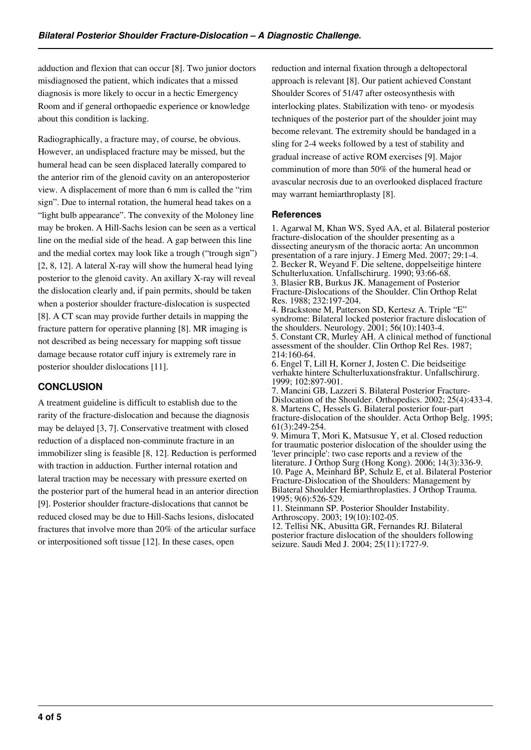adduction and flexion that can occur [8]. Two junior doctors misdiagnosed the patient, which indicates that a missed diagnosis is more likely to occur in a hectic Emergency Room and if general orthopaedic experience or knowledge about this condition is lacking.

Radiographically, a fracture may, of course, be obvious. However, an undisplaced fracture may be missed, but the humeral head can be seen displaced laterally compared to the anterior rim of the glenoid cavity on an anteroposterior view. A displacement of more than 6 mm is called the "rim sign". Due to internal rotation, the humeral head takes on a "light bulb appearance". The convexity of the Moloney line may be broken. A Hill-Sachs lesion can be seen as a vertical line on the medial side of the head. A gap between this line and the medial cortex may look like a trough ("trough sign") [2, 8, 12]. A lateral X-ray will show the humeral head lying posterior to the glenoid cavity. An axillary X-ray will reveal the dislocation clearly and, if pain permits, should be taken when a posterior shoulder fracture-dislocation is suspected [8]. A CT scan may provide further details in mapping the fracture pattern for operative planning [8]. MR imaging is not described as being necessary for mapping soft tissue damage because rotator cuff injury is extremely rare in posterior shoulder dislocations [11].

## CONCLUSION

A treatment guideline is difficult to establish due to the rarity of the fracture-dislocation and because the diagnosis may be delayed [3, 7]. Conservative treatment with closed reduction of a displaced non-comminute fracture in an immobilizer sling is feasible [8, 12]. Reduction is performed with traction in adduction. Further internal rotation and lateral traction may be necessary with pressure exerted on the posterior part of the humeral head in an anterior direction [9]. Posterior shoulder fracture-dislocations that cannot be reduced closed may be due to Hill-Sachs lesions, dislocated fractures that involve more than 20% of the articular surface or interpositioned soft tissue [12]. In these cases, open reduction and internal fixation through a deltopectoral approach is relevant [8]. Our patient achieved Constant Shoulder Scores of 51/47 after osteosynthesis with interlocking plates. Stabilization with teno- or myodesis techniques of the posterior part of the shoulder joint may become relevant. The extremity should be bandaged in a sling for 2-4 weeks followed by a test of stability and gradual increase of active ROM exercises [9]. Major comminution of more than 50% of the humeral head or avascular necrosis due to an overlooked displaced fracture may warrant hemiarthroplasty [8].

### References

1. Agarwal M, Khan WS, Syed AA, et al. Bilateral posterior fracture-dislocation of the shoulder presenting as a dissecting aneurysm of the thoracic aorta: An uncommon presentation of a rare injury. J Emerg Med. 2007; 29:1-4.
2. Becker R, Weyand F. Die seltene, doppelseitige hintere Schulterluxation. Unfallschirurg. 1990; 93:66-68.
3. Blasier RB, Burkus JK. Management of Posterior Fracture-Dislocations of the Shoulder. Clin Orthop Relat Res. 1988; 232:197-204.
4. Brackstone M, Patterson SD, Kertesz A. Triple "E" syndrome: Bilateral locked posterior fracture dislocation of the shoulders. Neurology. 2001; 56(10):1403-4.
5. Constant CR, Murley AH. A clinical method of functional assessment of the shoulder. Clin Orthop Rel Res. 1987; 214:160-64.
6. Engel T, Lill H, Korner J, Josten C. Die beidseitige verhakte hintere Schulterluxationsfraktur. Unfallschirurg. 1999; 102:897-901.
7. Mancini GB, Lazzeri S. Bilateral Posterior Fracture-Dislocation of the Shoulder. Orthopedics. 2002; 25(4):433-4.
8. Martens C, Hessels G. Bilateral posterior four-part fracture-dislocation of the shoulder. Acta Orthop Belg. 1995; 61(3):249-254.
9. Mimura T, Mori K, Matsusue Y, et al. Closed reduction for traumatic posterior dislocation of the shoulder using the 'lever principle': two case reports and a review of the literature. J Orthop Surg (Hong Kong). 2006; 14(3):336-9.
10. Page A, Meinhard BP, Schulz E, et al. Bilateral Posterior Fracture-Dislocation of the Shoulders: Management by Bilateral Shoulder Hemiarthroplasties. J Orthop Trauma. 1995; 9(6):526-529.
11. Steinmann SP. Posterior Shoulder Instability. Arthroscopy. 2003; 19(10):102-05.
12. Tellisi NK, Abusitta GR, Fernandes RJ. Bilateral posterior fracture dislocation of the shoulders following seizure. Saudi Med J. 2004; 25(11):1727-9.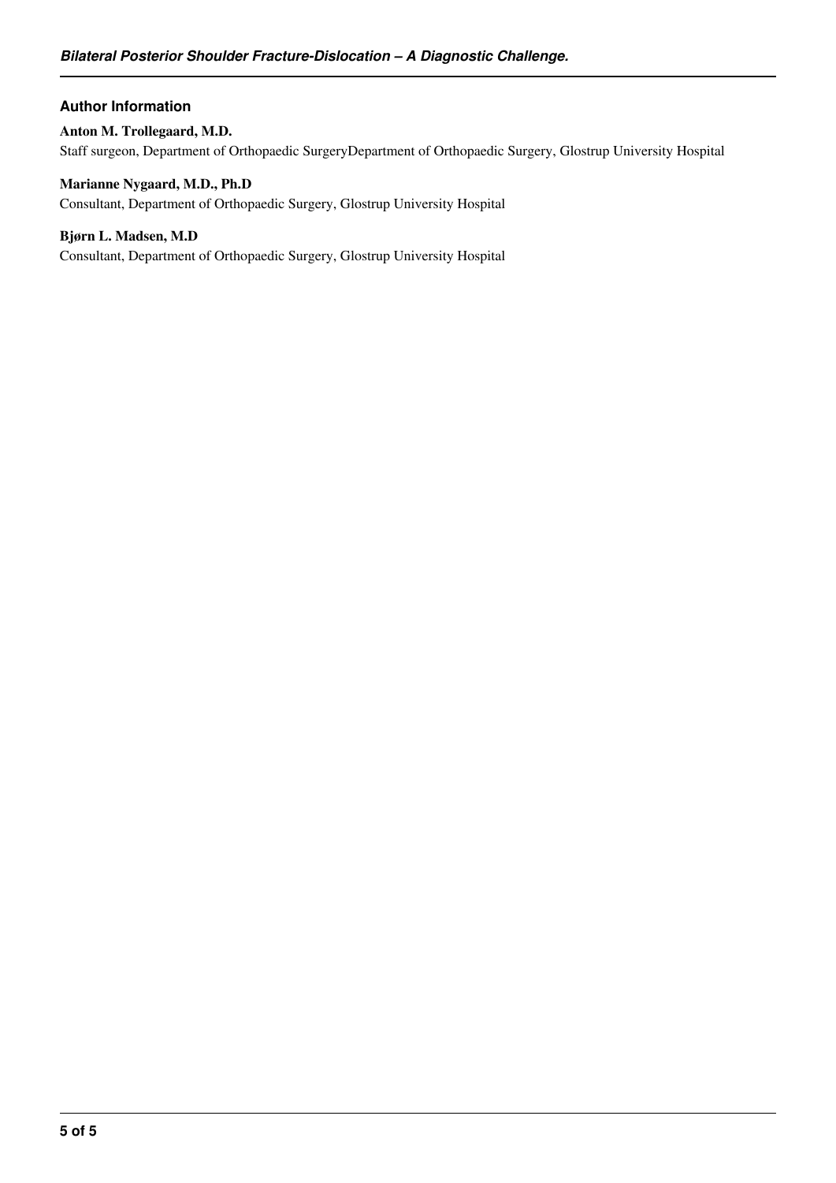## Author Information

**Anton M. Trollegaard, M.D.**
Staff surgeon, Department of Orthopaedic SurgeryDepartment of Orthopaedic Surgery, Glostrup University Hospital

**Marianne Nygaard, M.D., Ph.D**
Consultant, Department of Orthopaedic Surgery, Glostrup University Hospital

**Bjørn L. Madsen, M.D**
Consultant, Department of Orthopaedic Surgery, Glostrup University Hospital